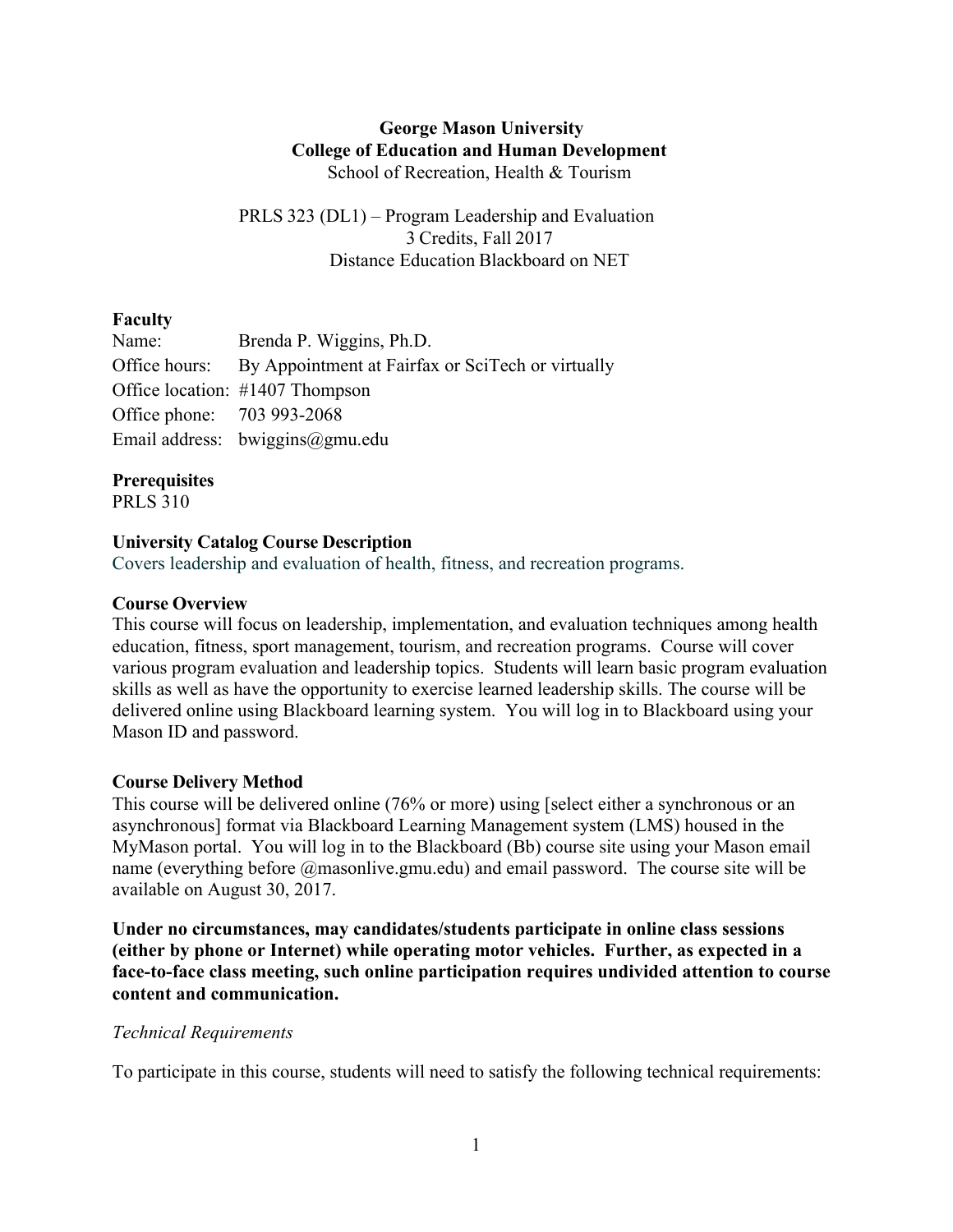**George Mason University**
**College of Education and Human Development**
School of Recreation, Health & Tourism

PRLS 323 (DL1) – Program Leadership and Evaluation
3 Credits, Fall 2017
Distance Education Blackboard on NET

**Faculty**
Name: Brenda P. Wiggins, Ph.D.
Office hours: By Appointment at Fairfax or SciTech or virtually
Office location: #1407 Thompson
Office phone: 703 993-2068
Email address: bwiggins@gmu.edu

**Prerequisites**
PRLS 310

**University Catalog Course Description**
Covers leadership and evaluation of health, fitness, and recreation programs.

**Course Overview**
This course will focus on leadership, implementation, and evaluation techniques among health education, fitness, sport management, tourism, and recreation programs. Course will cover various program evaluation and leadership topics. Students will learn basic program evaluation skills as well as have the opportunity to exercise learned leadership skills. The course will be delivered online using Blackboard learning system. You will log in to Blackboard using your Mason ID and password.

**Course Delivery Method**
This course will be delivered online (76% or more) using [select either a synchronous or an asynchronous] format via Blackboard Learning Management system (LMS) housed in the MyMason portal. You will log in to the Blackboard (Bb) course site using your Mason email name (everything before @masonlive.gmu.edu) and email password. The course site will be available on August 30, 2017.

**Under no circumstances, may candidates/students participate in online class sessions (either by phone or Internet) while operating motor vehicles. Further, as expected in a face-to-face class meeting, such online participation requires undivided attention to course content and communication.**

*Technical Requirements*

To participate in this course, students will need to satisfy the following technical requirements: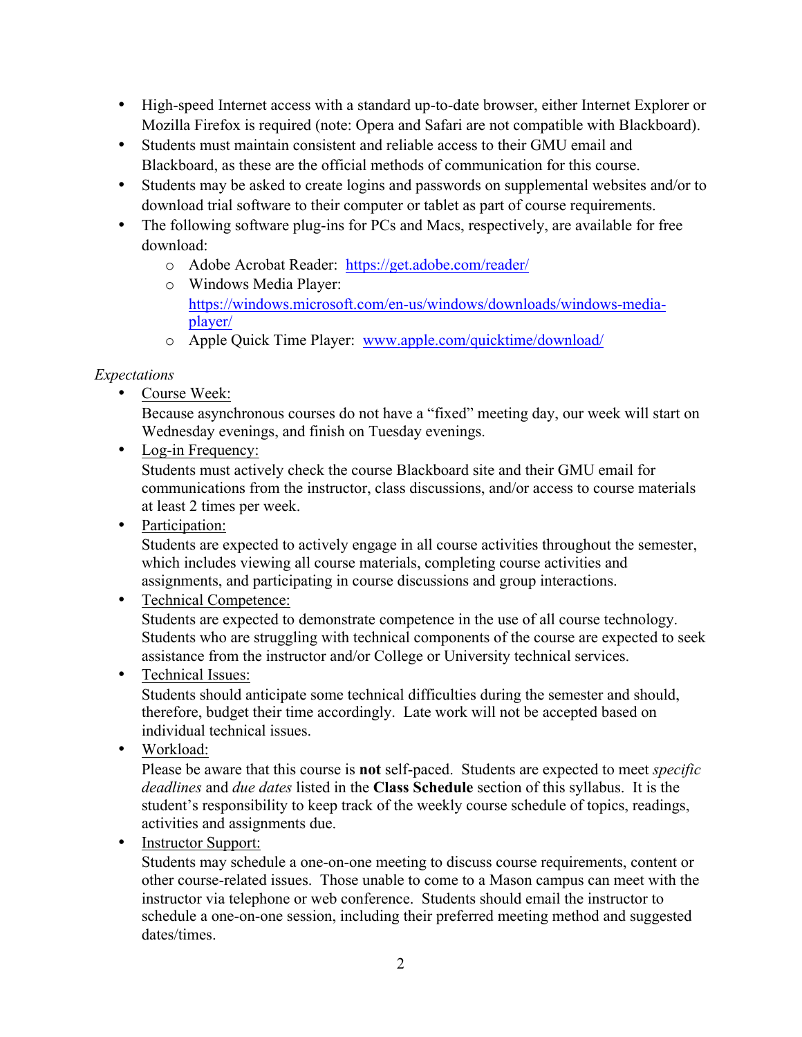- High-speed Internet access with a standard up-to-date browser, either Internet Explorer or Mozilla Firefox is required (note: Opera and Safari are not compatible with Blackboard).
- Students must maintain consistent and reliable access to their GMU email and Blackboard, as these are the official methods of communication for this course.
- Students may be asked to create logins and passwords on supplemental websites and/or to download trial software to their computer or tablet as part of course requirements.
- The following software plug-ins for PCs and Macs, respectively, are available for free download:
  - Adobe Acrobat Reader: https://get.adobe.com/reader/
  - Windows Media Player: https://windows.microsoft.com/en-us/windows/downloads/windows-media-player/
  - Apple Quick Time Player: www.apple.com/quicktime/download/

*Expectations*

- Course Week:
  Because asynchronous courses do not have a "fixed" meeting day, our week will start on Wednesday evenings, and finish on Tuesday evenings.
- Log-in Frequency:
  Students must actively check the course Blackboard site and their GMU email for communications from the instructor, class discussions, and/or access to course materials at least 2 times per week.
- Participation:
  Students are expected to actively engage in all course activities throughout the semester, which includes viewing all course materials, completing course activities and assignments, and participating in course discussions and group interactions.
- Technical Competence:
  Students are expected to demonstrate competence in the use of all course technology. Students who are struggling with technical components of the course are expected to seek assistance from the instructor and/or College or University technical services.
- Technical Issues:
  Students should anticipate some technical difficulties during the semester and should, therefore, budget their time accordingly. Late work will not be accepted based on individual technical issues.
- Workload:
  Please be aware that this course is **not** self-paced. Students are expected to meet *specific deadlines* and *due dates* listed in the **Class Schedule** section of this syllabus. It is the student's responsibility to keep track of the weekly course schedule of topics, readings, activities and assignments due.
- Instructor Support:
  Students may schedule a one-on-one meeting to discuss course requirements, content or other course-related issues. Those unable to come to a Mason campus can meet with the instructor via telephone or web conference. Students should email the instructor to schedule a one-on-one session, including their preferred meeting method and suggested dates/times.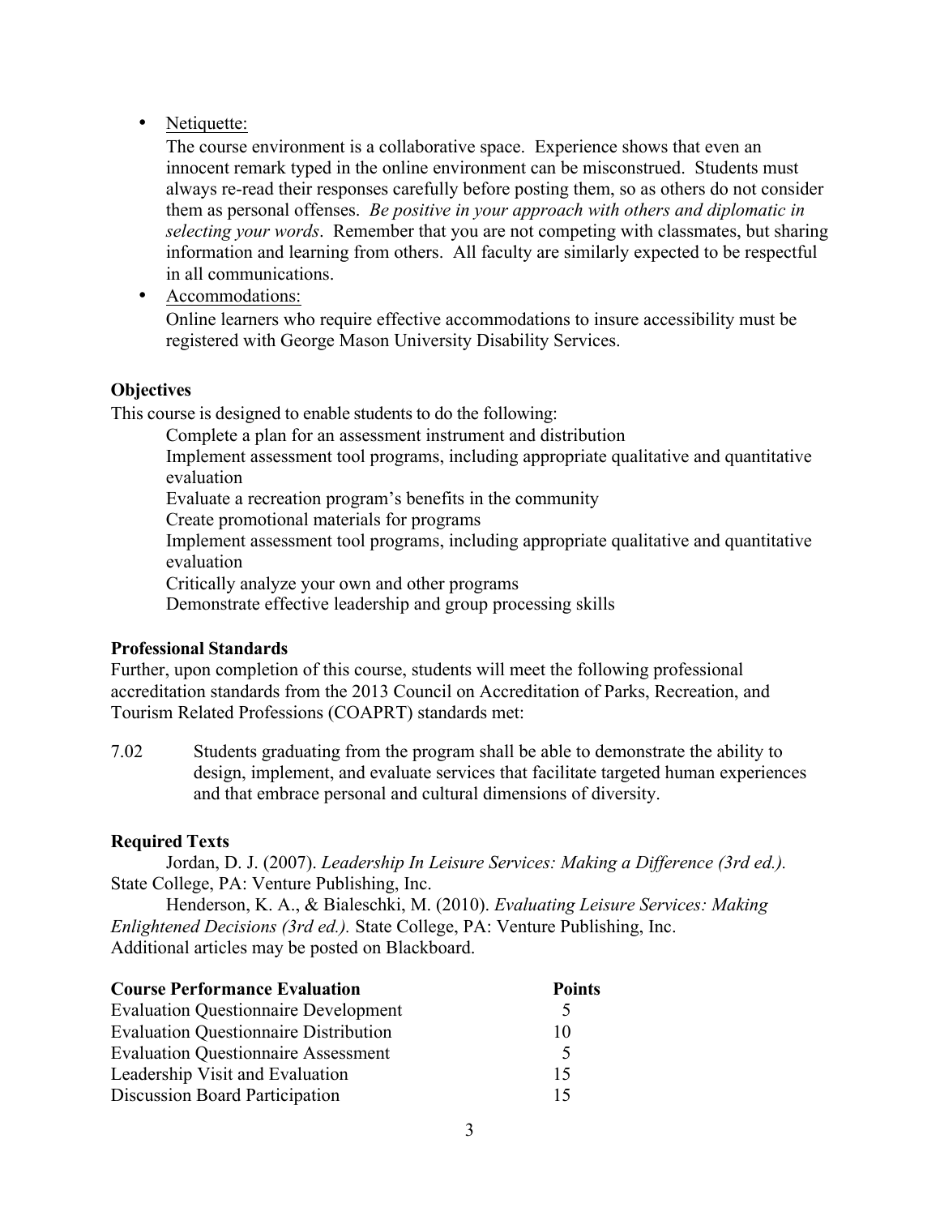- Netiquette:

  The course environment is a collaborative space. Experience shows that even an innocent remark typed in the online environment can be misconstrued. Students must always re-read their responses carefully before posting them, so as others do not consider them as personal offenses. *Be positive in your approach with others and diplomatic in selecting your words*. Remember that you are not competing with classmates, but sharing information and learning from others. All faculty are similarly expected to be respectful in all communications.

- Accommodations:

  Online learners who require effective accommodations to insure accessibility must be registered with George Mason University Disability Services.

**Objectives**

This course is designed to enable students to do the following:

Complete a plan for an assessment instrument and distribution

Implement assessment tool programs, including appropriate qualitative and quantitative evaluation

Evaluate a recreation program's benefits in the community

Create promotional materials for programs

Implement assessment tool programs, including appropriate qualitative and quantitative evaluation

Critically analyze your own and other programs

Demonstrate effective leadership and group processing skills

**Professional Standards**

Further, upon completion of this course, students will meet the following professional accreditation standards from the 2013 Council on Accreditation of Parks, Recreation, and Tourism Related Professions (COAPRT) standards met:

7.02 Students graduating from the program shall be able to demonstrate the ability to design, implement, and evaluate services that facilitate targeted human experiences and that embrace personal and cultural dimensions of diversity.

**Required Texts**

Jordan, D. J. (2007). *Leadership In Leisure Services: Making a Difference (3rd ed.).* State College, PA: Venture Publishing, Inc.

Henderson, K. A., & Bialeschki, M. (2010). *Evaluating Leisure Services: Making Enlightened Decisions (3rd ed.).* State College, PA: Venture Publishing, Inc.

Additional articles may be posted on Blackboard.

| **Course Performance Evaluation** | **Points** |
|---|---|
| Evaluation Questionnaire Development | 5 |
| Evaluation Questionnaire Distribution | 10 |
| Evaluation Questionnaire Assessment | 5 |
| Leadership Visit and Evaluation | 15 |
| Discussion Board Participation | 15 |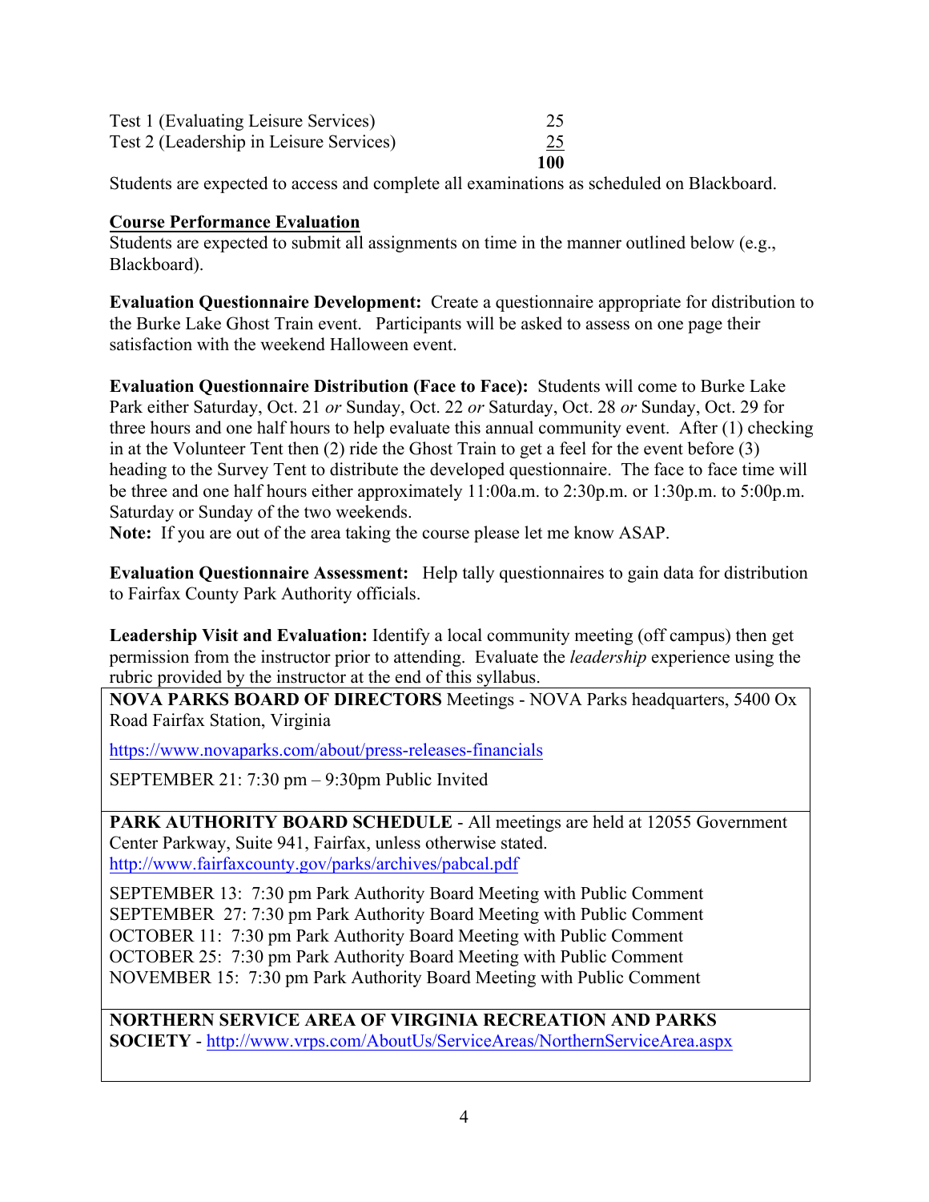| | |
|---|---|
| Test 1 (Evaluating Leisure Services) | 25 |
| Test 2 (Leadership in Leisure Services) | 25 |
| | **100** |

Students are expected to access and complete all examinations as scheduled on Blackboard.

**Course Performance Evaluation**

Students are expected to submit all assignments on time in the manner outlined below (e.g., Blackboard).

**Evaluation Questionnaire Development:** Create a questionnaire appropriate for distribution to the Burke Lake Ghost Train event. Participants will be asked to assess on one page their satisfaction with the weekend Halloween event.

**Evaluation Questionnaire Distribution (Face to Face):** Students will come to Burke Lake Park either Saturday, Oct. 21 *or* Sunday, Oct. 22 *or* Saturday, Oct. 28 *or* Sunday, Oct. 29 for three hours and one half hours to help evaluate this annual community event. After (1) checking in at the Volunteer Tent then (2) ride the Ghost Train to get a feel for the event before (3) heading to the Survey Tent to distribute the developed questionnaire. The face to face time will be three and one half hours either approximately 11:00a.m. to 2:30p.m. or 1:30p.m. to 5:00p.m. Saturday or Sunday of the two weekends.

**Note:** If you are out of the area taking the course please let me know ASAP.

**Evaluation Questionnaire Assessment:** Help tally questionnaires to gain data for distribution to Fairfax County Park Authority officials.

**Leadership Visit and Evaluation:** Identify a local community meeting (off campus) then get permission from the instructor prior to attending. Evaluate the *leadership* experience using the rubric provided by the instructor at the end of this syllabus.

**NOVA PARKS BOARD OF DIRECTORS** Meetings - NOVA Parks headquarters, 5400 Ox Road Fairfax Station, Virginia

https://www.novaparks.com/about/press-releases-financials

SEPTEMBER 21: 7:30 pm – 9:30pm Public Invited

**PARK AUTHORITY BOARD SCHEDULE** - All meetings are held at 12055 Government Center Parkway, Suite 941, Fairfax, unless otherwise stated.
http://www.fairfaxcounty.gov/parks/archives/pabcal.pdf

SEPTEMBER 13: 7:30 pm Park Authority Board Meeting with Public Comment
SEPTEMBER 27: 7:30 pm Park Authority Board Meeting with Public Comment
OCTOBER 11: 7:30 pm Park Authority Board Meeting with Public Comment
OCTOBER 25: 7:30 pm Park Authority Board Meeting with Public Comment
NOVEMBER 15: 7:30 pm Park Authority Board Meeting with Public Comment

**NORTHERN SERVICE AREA OF VIRGINIA RECREATION AND PARKS SOCIETY** - http://www.vrps.com/AboutUs/ServiceAreas/NorthernServiceArea.aspx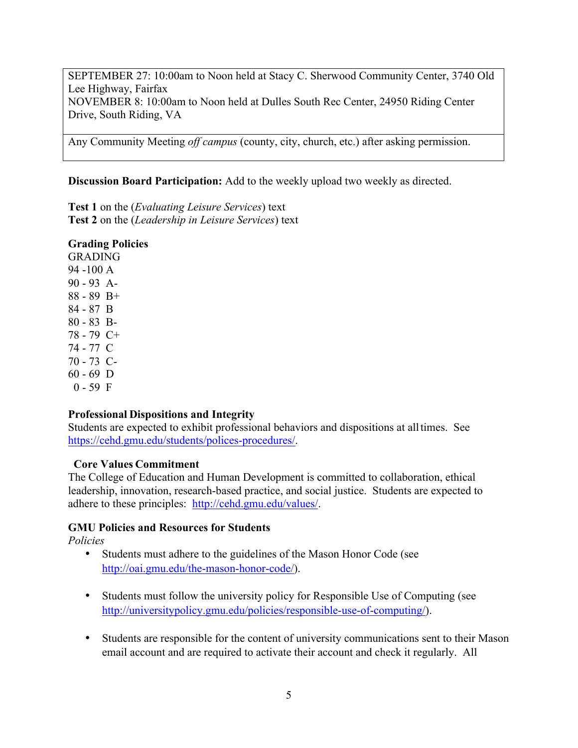| SEPTEMBER 27: 10:00am to Noon held at Stacy C. Sherwood Community Center, 3740 Old Lee Highway, Fairfax<br>NOVEMBER 8: 10:00am to Noon held at Dulles South Rec Center, 24950 Riding Center Drive, South Riding, VA |
|---|
| Any Community Meeting *off campus* (county, city, church, etc.) after asking permission. |

**Discussion Board Participation:** Add to the weekly upload two weekly as directed.

**Test 1** on the (*Evaluating Leisure Services*) text
**Test 2** on the (*Leadership in Leisure Services*) text

**Grading Policies**

GRADING
94 -100 A
90 - 93 A-
88 - 89 B+
84 - 87 B
80 - 83 B-
78 - 79 C+
74 - 77 C
70 - 73 C-
60 - 69 D
0 - 59 F

**Professional Dispositions and Integrity**

Students are expected to exhibit professional behaviors and dispositions at all times. See https://cehd.gmu.edu/students/polices-procedures/.

**Core Values Commitment**

The College of Education and Human Development is committed to collaboration, ethical leadership, innovation, research-based practice, and social justice. Students are expected to adhere to these principles: http://cehd.gmu.edu/values/.

**GMU Policies and Resources for Students**

*Policies*

- Students must adhere to the guidelines of the Mason Honor Code (see http://oai.gmu.edu/the-mason-honor-code/).
- Students must follow the university policy for Responsible Use of Computing (see http://universitypolicy.gmu.edu/policies/responsible-use-of-computing/).
- Students are responsible for the content of university communications sent to their Mason email account and are required to activate their account and check it regularly. All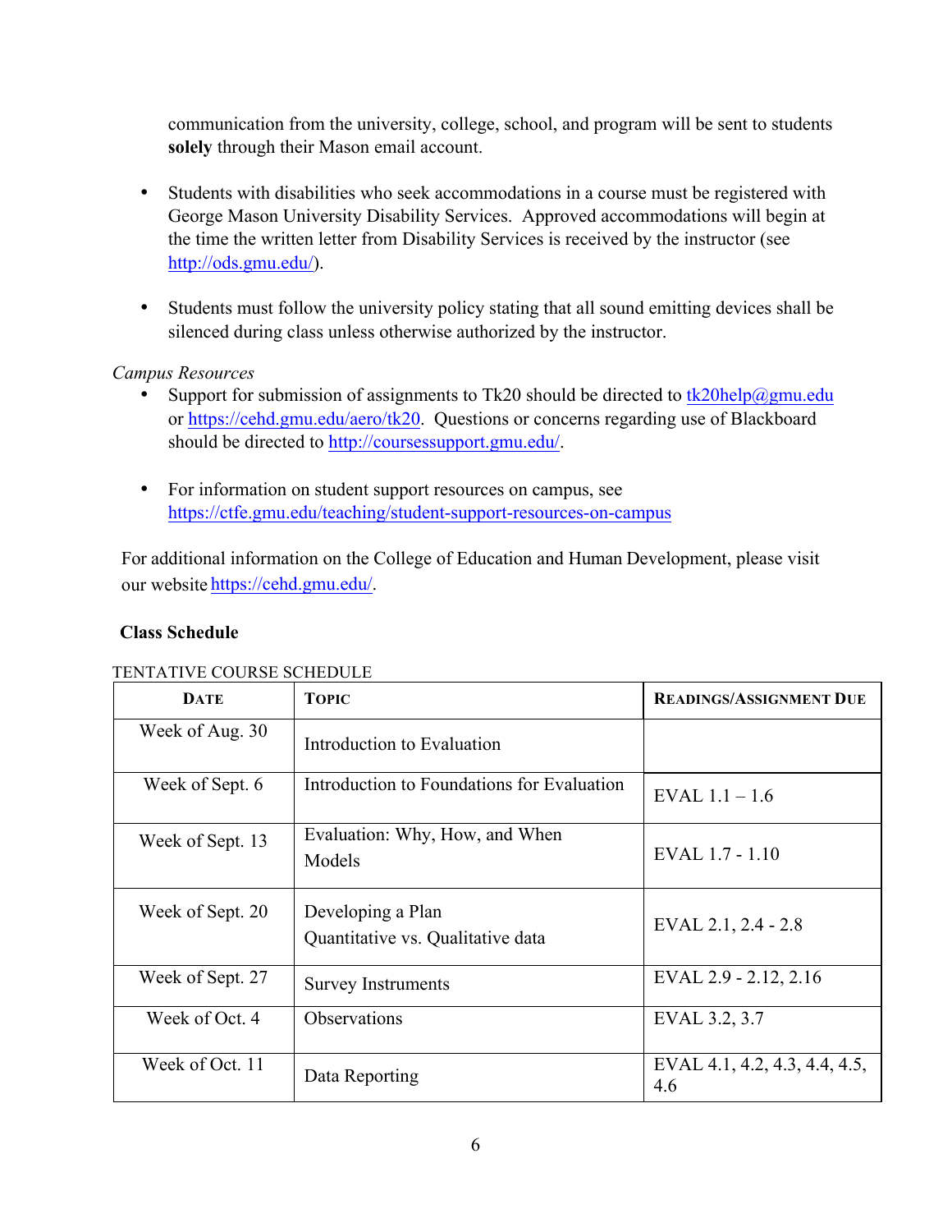communication from the university, college, school, and program will be sent to students **solely** through their Mason email account.

- Students with disabilities who seek accommodations in a course must be registered with George Mason University Disability Services. Approved accommodations will begin at the time the written letter from Disability Services is received by the instructor (see http://ods.gmu.edu/).

- Students must follow the university policy stating that all sound emitting devices shall be silenced during class unless otherwise authorized by the instructor.

*Campus Resources*

- Support for submission of assignments to Tk20 should be directed to tk20help@gmu.edu or https://cehd.gmu.edu/aero/tk20. Questions or concerns regarding use of Blackboard should be directed to http://coursessupport.gmu.edu/.

- For information on student support resources on campus, see https://ctfe.gmu.edu/teaching/student-support-resources-on-campus

For additional information on the College of Education and Human Development, please visit our website https://cehd.gmu.edu/.

## Class Schedule

TENTATIVE COURSE SCHEDULE

| Date | Topic | Readings/Assignment Due |
|---|---|---|
| Week of Aug. 30 | Introduction to Evaluation | |
| Week of Sept. 6 | Introduction to Foundations for Evaluation | EVAL 1.1 – 1.6 |
| Week of Sept. 13 | Evaluation: Why, How, and When<br>Models | EVAL 1.7 - 1.10 |
| Week of Sept. 20 | Developing a Plan<br>Quantitative vs. Qualitative data | EVAL 2.1, 2.4 - 2.8 |
| Week of Sept. 27 | Survey Instruments | EVAL 2.9 - 2.12, 2.16 |
| Week of Oct. 4 | Observations | EVAL 3.2, 3.7 |
| Week of Oct. 11 | Data Reporting | EVAL 4.1, 4.2, 4.3, 4.4, 4.5, 4.6 |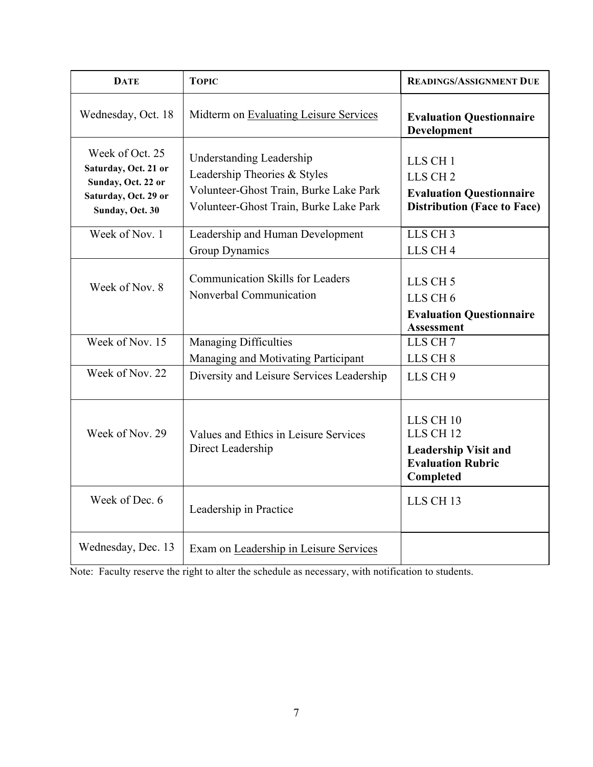| DATE | TOPIC | READINGS/ASSIGNMENT DUE |
| --- | --- | --- |
| Wednesday, Oct. 18 | Midterm on Evaluating Leisure Services | **Evaluation Questionnaire Development** |
| Week of Oct. 25<br>**Saturday, Oct. 21 or**<br>**Sunday, Oct. 22 or**<br>**Saturday, Oct. 29 or**<br>**Sunday, Oct. 30** | Understanding Leadership<br>Leadership Theories & Styles<br>Volunteer-Ghost Train, Burke Lake Park<br>Volunteer-Ghost Train, Burke Lake Park | LLS CH 1<br>LLS CH 2<br>**Evaluation Questionnaire Distribution (Face to Face)** |
| Week of Nov. 1 | Leadership and Human Development<br>Group Dynamics | LLS CH 3<br>LLS CH 4 |
| Week of Nov. 8 | Communication Skills for Leaders<br>Nonverbal Communication | LLS CH 5<br>LLS CH 6<br>**Evaluation Questionnaire Assessment** |
| Week of Nov. 15 | Managing Difficulties<br>Managing and Motivating Participant | LLS CH 7<br>LLS CH 8 |
| Week of Nov. 22 | Diversity and Leisure Services Leadership | LLS CH 9 |
| Week of Nov. 29 | Values and Ethics in Leisure Services<br>Direct Leadership | LLS CH 10<br>LLS CH 12<br>**Leadership Visit and Evaluation Rubric Completed** |
| Week of Dec. 6 | Leadership in Practice | LLS CH 13 |
| Wednesday, Dec. 13 | Exam on Leadership in Leisure Services | |

Note: Faculty reserve the right to alter the schedule as necessary, with notification to students.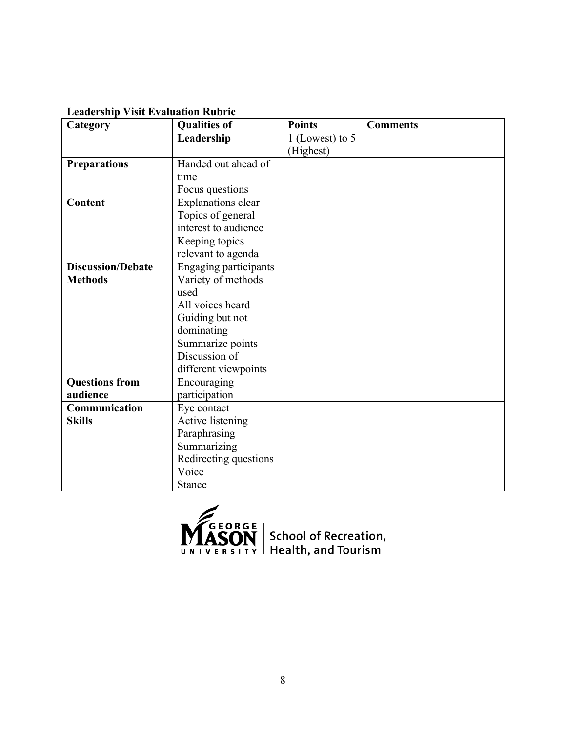**Leadership Visit Evaluation Rubric**

| Category | Qualities of Leadership | Points 1 (Lowest) to 5 (Highest) | Comments |
|---|---|---|---|
| **Preparations** | Handed out ahead of time<br>Focus questions | | |
| **Content** | Explanations clear<br>Topics of general interest to audience<br>Keeping topics relevant to agenda | | |
| **Discussion/Debate Methods** | Engaging participants<br>Variety of methods used<br>All voices heard<br>Guiding but not dominating<br>Summarize points<br>Discussion of different viewpoints | | |
| **Questions from audience** | Encouraging participation | | |
| **Communication Skills** | Eye contact<br>Active listening<br>Paraphrasing<br>Summarizing<br>Redirecting questions<br>Voice<br>Stance | | |

GEORGE MASON UNIVERSITY | School of Recreation, Health, and Tourism